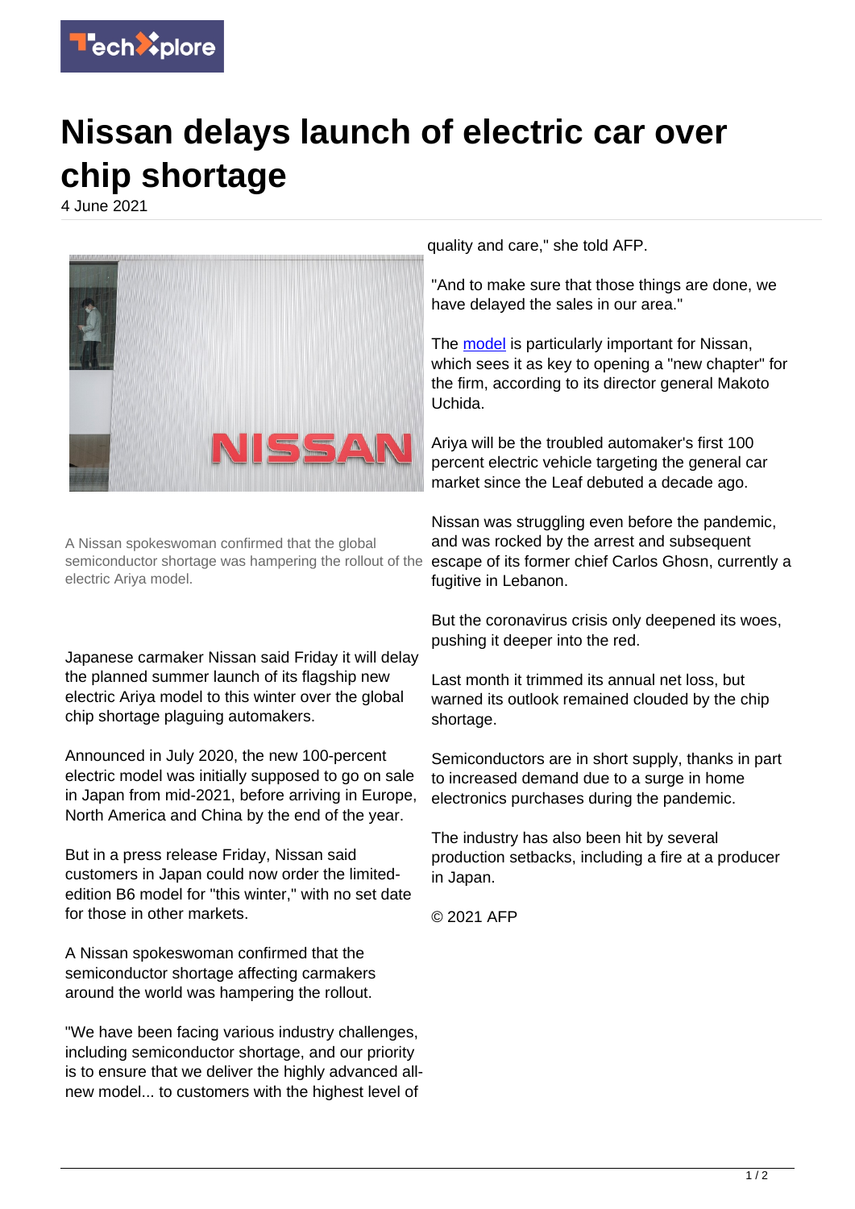# Nissan delays launch of electric car over chip shortage

4 June 2021

A Nissan spokeswoman confirmed that the global semiconductor shortage was hampering the rollout of the electric Ariya model.

Japanese carmaker Nissan said Friday it will delay the planned summer launch of its flagship new electric Ariya model to this winter over the global chip shortage plaguing automakers.

Announced in July 2020, the new 100-percent electric model was initially supposed to go on sale in Japan from mid-2021, before arriving in Europe, North America and China by the end of the year.

But in a press release Friday, Nissan said customers in Japan could now order the limited-edition B6 model for "this winter," with no set date for those in other markets.

A Nissan spokeswoman confirmed that the semiconductor shortage affecting carmakers around the world was hampering the rollout.

"We have been facing various industry challenges, including semiconductor shortage, and our priority is to ensure that we deliver the highly advanced all-new model... to customers with the highest level of quality and care," she told AFP.

"And to make sure that those things are done, we have delayed the sales in our area."

The model is particularly important for Nissan, which sees it as key to opening a "new chapter" for the firm, according to its director general Makoto Uchida.

Ariya will be the troubled automaker's first 100 percent electric vehicle targeting the general car market since the Leaf debuted a decade ago.

Nissan was struggling even before the pandemic, and was rocked by the arrest and subsequent escape of its former chief Carlos Ghosn, currently a fugitive in Lebanon.

But the coronavirus crisis only deepened its woes, pushing it deeper into the red.

Last month it trimmed its annual net loss, but warned its outlook remained clouded by the chip shortage.

Semiconductors are in short supply, thanks in part to increased demand due to a surge in home electronics purchases during the pandemic.

The industry has also been hit by several production setbacks, including a fire at a producer in Japan.

© 2021 AFP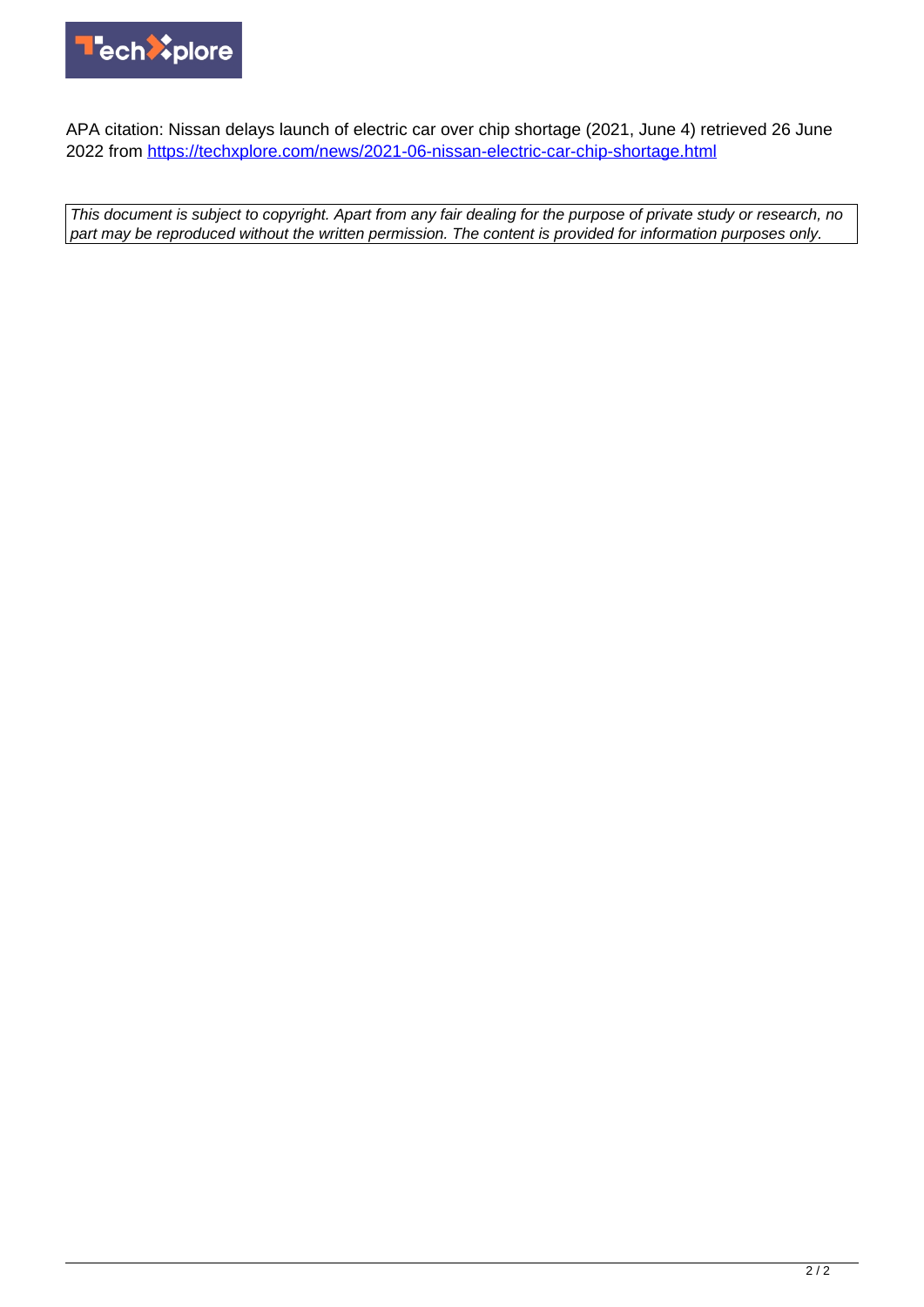APA citation: Nissan delays launch of electric car over chip shortage (2021, June 4) retrieved 26 June 2022 from https://techxplore.com/news/2021-06-nissan-electric-car-chip-shortage.html

*This document is subject to copyright. Apart from any fair dealing for the purpose of private study or research, no part may be reproduced without the written permission. The content is provided for information purposes only.*